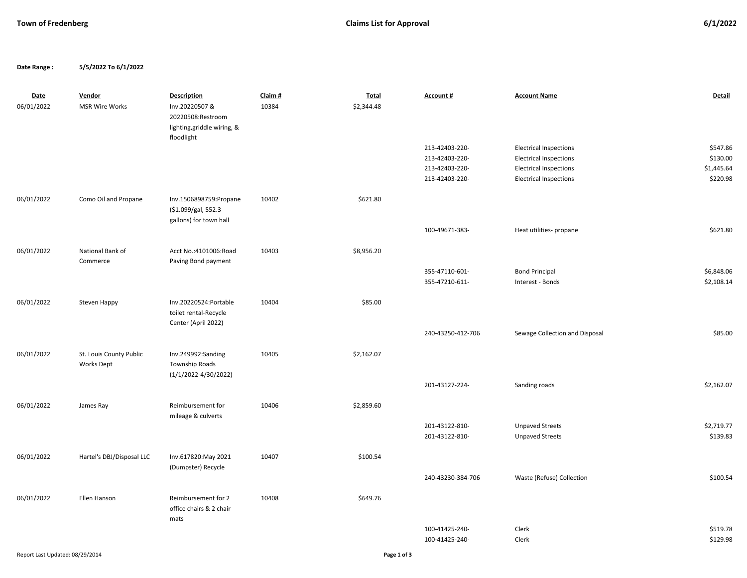**Town of Fredenberg** **Claims List for Approval** **6/1/2022**

**Date Range :** **5/5/2022 To 6/1/2022**

| Date | Vendor | Description | Claim # | Total | Account # | Account Name | Detail |
|---|---|---|---|---|---|---|---|
| 06/01/2022 | MSR Wire Works | Inv.20220507 & 20220508:Restroom lighting,griddle wiring, & floodlight | 10384 | $2,344.48 | | | |
| | | | | | 213-42403-220- | Electrical Inspections | $547.86 |
| | | | | | 213-42403-220- | Electrical Inspections | $130.00 |
| | | | | | 213-42403-220- | Electrical Inspections | $1,445.64 |
| | | | | | 213-42403-220- | Electrical Inspections | $220.98 |
| 06/01/2022 | Como Oil and Propane | Inv.1506898759:Propane ($1.099/gal, 552.3 gallons) for town hall | 10402 | $621.80 | | | |
| | | | | | 100-49671-383- | Heat utilities- propane | $621.80 |
| 06/01/2022 | National Bank of Commerce | Acct No.:4101006:Road Paving Bond payment | 10403 | $8,956.20 | | | |
| | | | | | 355-47110-601- | Bond Principal | $6,848.06 |
| | | | | | 355-47210-611- | Interest - Bonds | $2,108.14 |
| 06/01/2022 | Steven Happy | Inv.20220524:Portable toilet rental-Recycle Center (April 2022) | 10404 | $85.00 | | | |
| | | | | | 240-43250-412-706 | Sewage Collection and Disposal | $85.00 |
| 06/01/2022 | St. Louis County Public Works Dept | Inv.249992:Sanding Township Roads (1/1/2022-4/30/2022) | 10405 | $2,162.07 | | | |
| | | | | | 201-43127-224- | Sanding roads | $2,162.07 |
| 06/01/2022 | James Ray | Reimbursement for mileage & culverts | 10406 | $2,859.60 | | | |
| | | | | | 201-43122-810- | Unpaved Streets | $2,719.77 |
| | | | | | 201-43122-810- | Unpaved Streets | $139.83 |
| 06/01/2022 | Hartel's DBJ/Disposal LLC | Inv.617820:May 2021 (Dumpster) Recycle | 10407 | $100.54 | | | |
| | | | | | 240-43230-384-706 | Waste (Refuse) Collection | $100.54 |
| 06/01/2022 | Ellen Hanson | Reimbursement for 2 office chairs & 2 chair mats | 10408 | $649.76 | | | |
| | | | | | 100-41425-240- | Clerk | $519.78 |
| | | | | | 100-41425-240- | Clerk | $129.98 |

Report Last Updated: 08/29/2014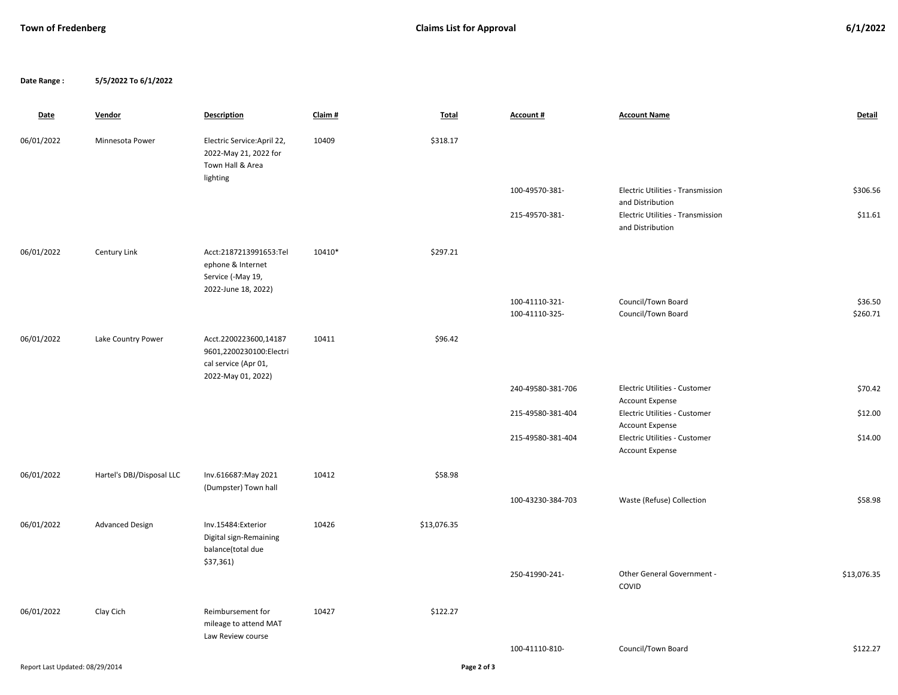**Town of Fredenberg** | **Claims List for Approval** | **6/1/2022**

**Date Range :** **5/5/2022 To 6/1/2022**

| Date | Vendor | Description | Claim # | Total | Account # | Account Name | Detail |
|---|---|---|---|---|---|---|---|
| 06/01/2022 | Minnesota Power | Electric Service:April 22, 2022-May 21, 2022 for Town Hall & Area lighting | 10409 | $318.17 | | | |
| | | | | | 100-49570-381- | Electric Utilities - Transmission and Distribution | $306.56 |
| | | | | | 215-49570-381- | Electric Utilities - Transmission and Distribution | $11.61 |
| 06/01/2022 | Century Link | Acct:2187213991653:Telephone & Internet Service (-May 19, 2022-June 18, 2022) | 10410* | $297.21 | | | |
| | | | | | 100-41110-321- | Council/Town Board | $36.50 |
| | | | | | 100-41110-325- | Council/Town Board | $260.71 |
| 06/01/2022 | Lake Country Power | Acct.2200223600,141879601,2200230100:Electrical service (Apr 01, 2022-May 01, 2022) | 10411 | $96.42 | | | |
| | | | | | 240-49580-381-706 | Electric Utilities - Customer Account Expense | $70.42 |
| | | | | | 215-49580-381-404 | Electric Utilities - Customer Account Expense | $12.00 |
| | | | | | 215-49580-381-404 | Electric Utilities - Customer Account Expense | $14.00 |
| 06/01/2022 | Hartel's DBJ/Disposal LLC | Inv.616687:May 2021 (Dumpster) Town hall | 10412 | $58.98 | | | |
| | | | | | 100-43230-384-703 | Waste (Refuse) Collection | $58.98 |
| 06/01/2022 | Advanced Design | Inv.15484:Exterior Digital sign-Remaining balance(total due $37,361) | 10426 | $13,076.35 | | | |
| | | | | | 250-41990-241- | Other General Government - COVID | $13,076.35 |
| 06/01/2022 | Clay Cich | Reimbursement for mileage to attend MAT Law Review course | 10427 | $122.27 | | | |
| | | | | | 100-41110-810- | Council/Town Board | $122.27 |

Report Last Updated: 08/29/2014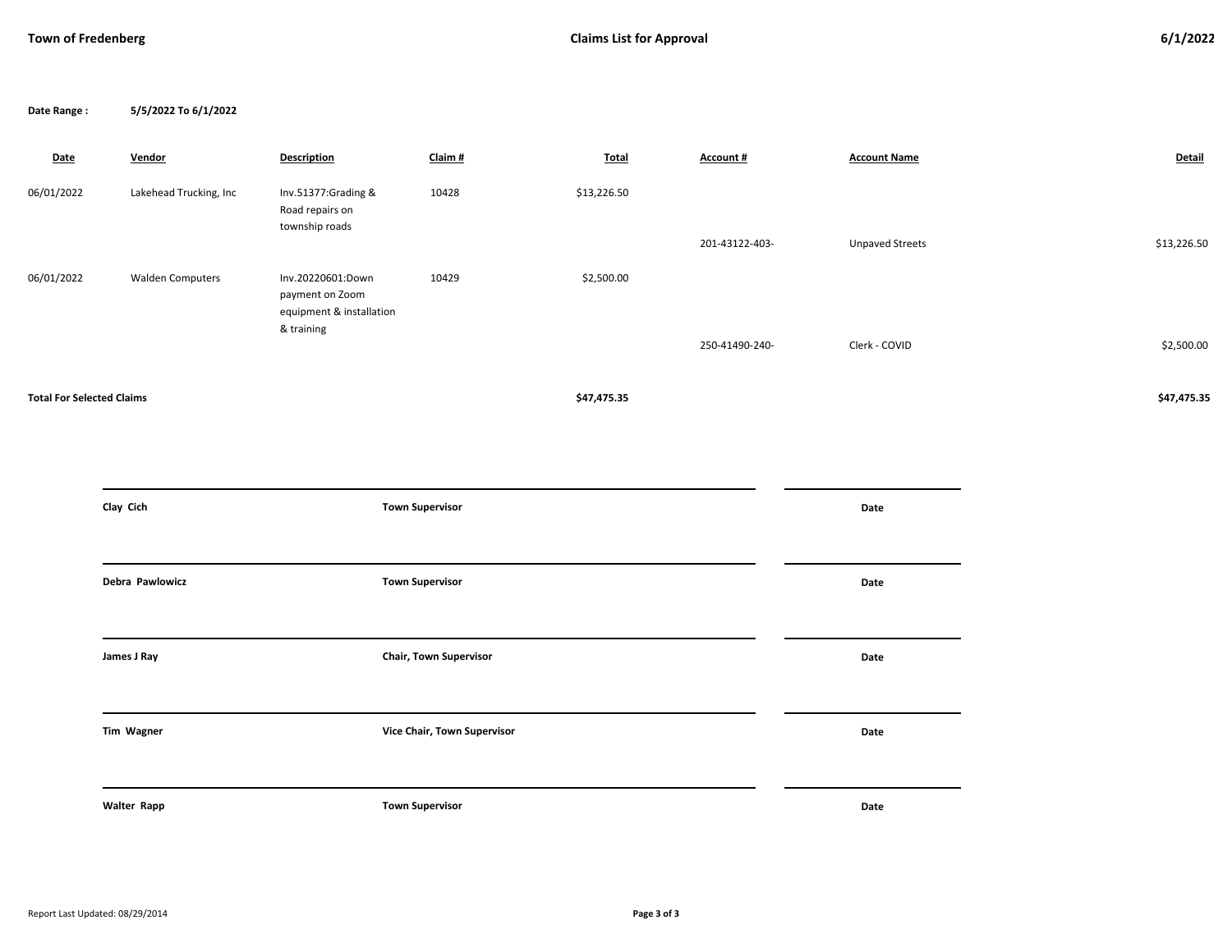**Town of Fredenberg** **Claims List for Approval** **6/1/2022**

**Date Range :** **5/5/2022 To 6/1/2022**

| Date | Vendor | Description | Claim # | Total | Account # | Account Name | Detail |
|---|---|---|---|---|---|---|---|
| 06/01/2022 | Lakehead Trucking, Inc | Inv.51377:Grading & Road repairs on township roads | 10428 | $13,226.50 | | | |
| | | | | | 201-43122-403- | Unpaved Streets | $13,226.50 |
| 06/01/2022 | Walden Computers | Inv.20220601:Down payment on Zoom equipment & installation & training | 10429 | $2,500.00 | | | |
| | | | | | 250-41490-240- | Clerk - COVID | $2,500.00 |
| **Total For Selected Claims** | | | | **$47,475.35** | | | **$47,475.35** |

| Name | Title | Date |
|---|---|---|
| **Clay Cich** | **Town Supervisor** | **Date** |
| **Debra Pawlowicz** | **Town Supervisor** | **Date** |
| **James J Ray** | **Chair, Town Supervisor** | **Date** |
| **Tim Wagner** | **Vice Chair, Town Supervisor** | **Date** |
| **Walter Rapp** | **Town Supervisor** | **Date** |

Report Last Updated: 08/29/2014